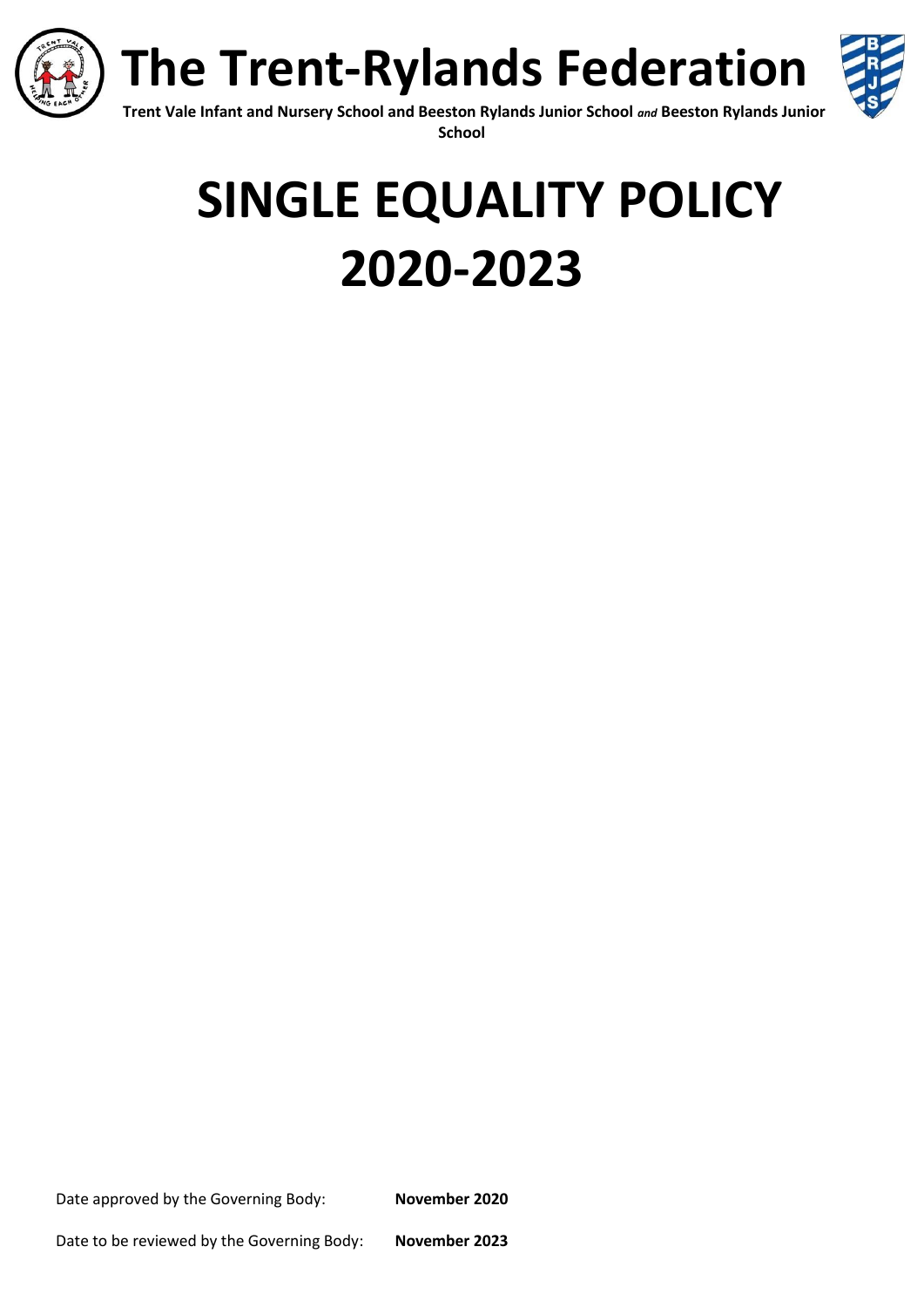# The Trent-Rylands Federation

**Trent Vale Infant and Nursery School and Beeston Rylands Junior School** ***and*** **Beeston Rylands Junior School**

# SINGLE EQUALITY POLICY 2020-2023

Date approved by the Governing Body: **November 2020**

Date to be reviewed by the Governing Body: **November 2023**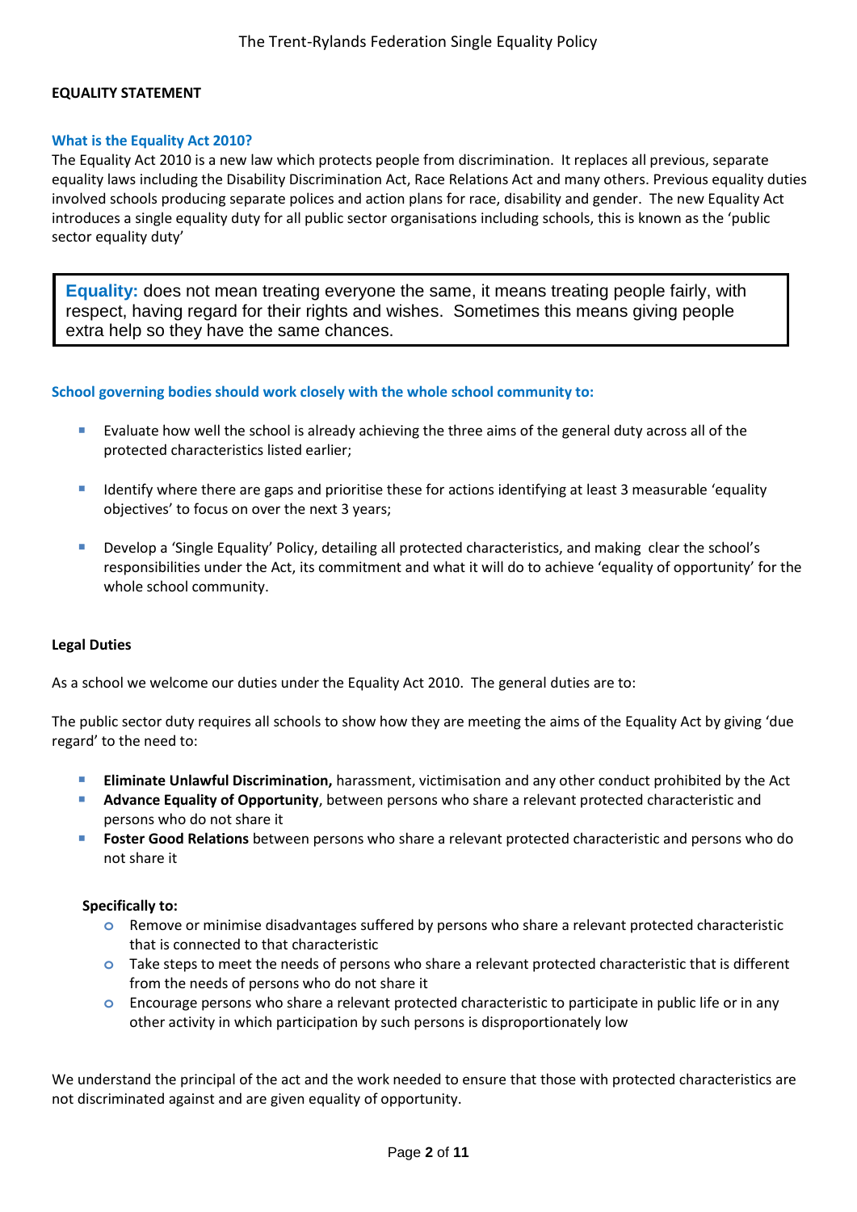## EQUALITY STATEMENT

### What is the Equality Act 2010?

The Equality Act 2010 is a new law which protects people from discrimination. It replaces all previous, separate equality laws including the Disability Discrimination Act, Race Relations Act and many others. Previous equality duties involved schools producing separate polices and action plans for race, disability and gender. The new Equality Act introduces a single equality duty for all public sector organisations including schools, this is known as the 'public sector equality duty'

> **Equality:** does not mean treating everyone the same, it means treating people fairly, with respect, having regard for their rights and wishes. Sometimes this means giving people extra help so they have the same chances.

### School governing bodies should work closely with the whole school community to:

- Evaluate how well the school is already achieving the three aims of the general duty across all of the protected characteristics listed earlier;
- Identify where there are gaps and prioritise these for actions identifying at least 3 measurable 'equality objectives' to focus on over the next 3 years;
- Develop a 'Single Equality' Policy, detailing all protected characteristics, and making clear the school's responsibilities under the Act, its commitment and what it will do to achieve 'equality of opportunity' for the whole school community.

### Legal Duties

As a school we welcome our duties under the Equality Act 2010. The general duties are to:

The public sector duty requires all schools to show how they are meeting the aims of the Equality Act by giving 'due regard' to the need to:

- **Eliminate Unlawful Discrimination,** harassment, victimisation and any other conduct prohibited by the Act
- **Advance Equality of Opportunity**, between persons who share a relevant protected characteristic and persons who do not share it
- **Foster Good Relations** between persons who share a relevant protected characteristic and persons who do not share it

**Specifically to:**

- Remove or minimise disadvantages suffered by persons who share a relevant protected characteristic that is connected to that characteristic
- Take steps to meet the needs of persons who share a relevant protected characteristic that is different from the needs of persons who do not share it
- Encourage persons who share a relevant protected characteristic to participate in public life or in any other activity in which participation by such persons is disproportionately low

We understand the principal of the act and the work needed to ensure that those with protected characteristics are not discriminated against and are given equality of opportunity.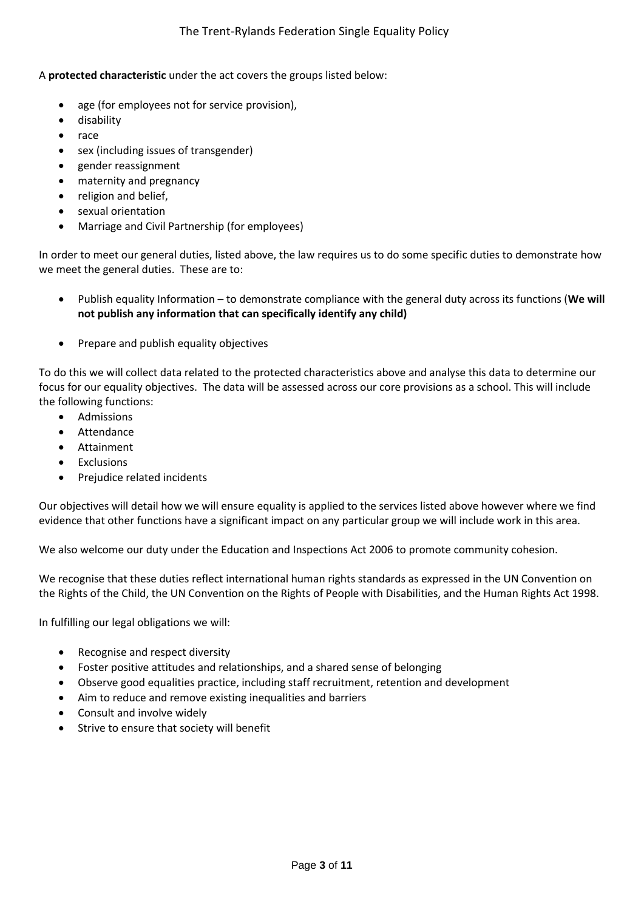A **protected characteristic** under the act covers the groups listed below:

- age (for employees not for service provision),
- disability
- race
- sex (including issues of transgender)
- gender reassignment
- maternity and pregnancy
- religion and belief,
- sexual orientation
- Marriage and Civil Partnership (for employees)

In order to meet our general duties, listed above, the law requires us to do some specific duties to demonstrate how we meet the general duties. These are to:

- Publish equality Information – to demonstrate compliance with the general duty across its functions (**We will not publish any information that can specifically identify any child)**

- Prepare and publish equality objectives

To do this we will collect data related to the protected characteristics above and analyse this data to determine our focus for our equality objectives. The data will be assessed across our core provisions as a school. This will include the following functions:

- Admissions
- Attendance
- Attainment
- Exclusions
- Prejudice related incidents

Our objectives will detail how we will ensure equality is applied to the services listed above however where we find evidence that other functions have a significant impact on any particular group we will include work in this area.

We also welcome our duty under the Education and Inspections Act 2006 to promote community cohesion.

We recognise that these duties reflect international human rights standards as expressed in the UN Convention on the Rights of the Child, the UN Convention on the Rights of People with Disabilities, and the Human Rights Act 1998.

In fulfilling our legal obligations we will:

- Recognise and respect diversity
- Foster positive attitudes and relationships, and a shared sense of belonging
- Observe good equalities practice, including staff recruitment, retention and development
- Aim to reduce and remove existing inequalities and barriers
- Consult and involve widely
- Strive to ensure that society will benefit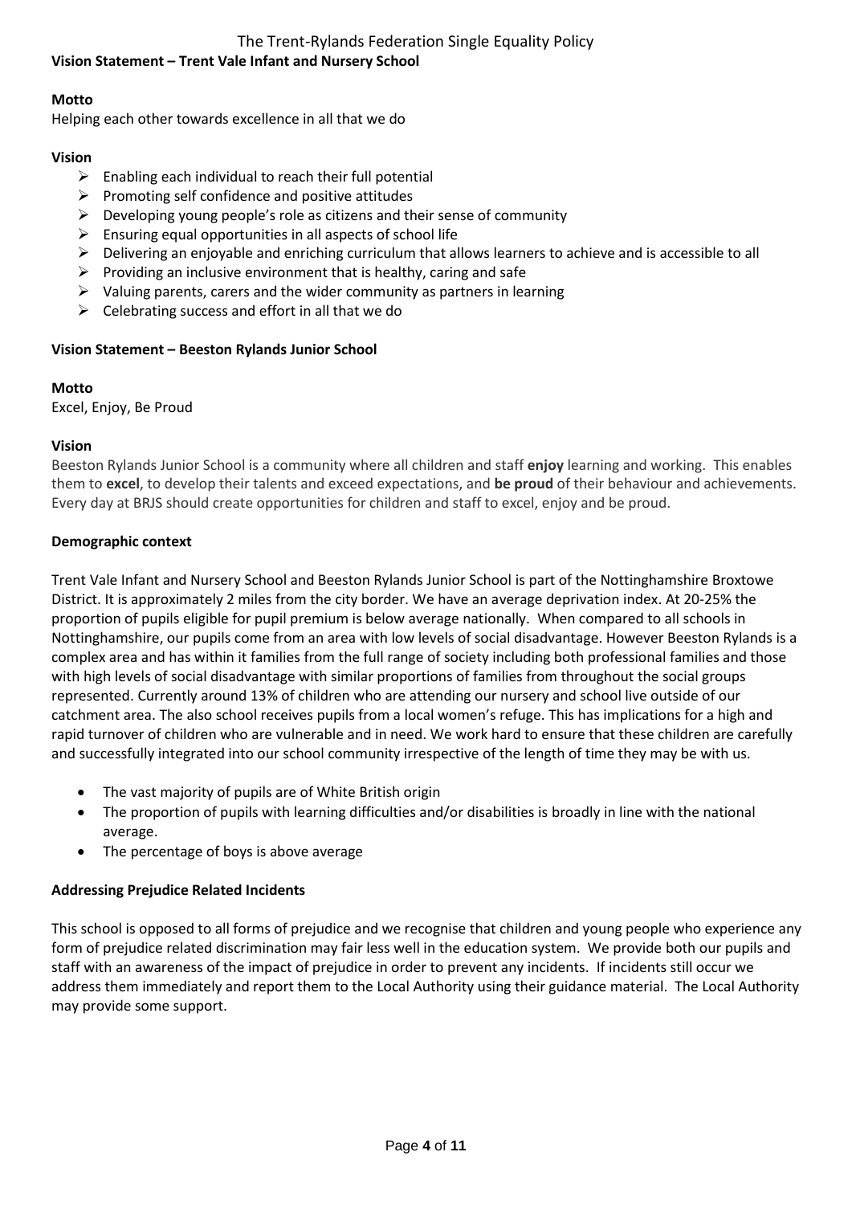**Vision Statement – Trent Vale Infant and Nursery School**

**Motto**

Helping each other towards excellence in all that we do

**Vision**

- Enabling each individual to reach their full potential
- Promoting self confidence and positive attitudes
- Developing young people's role as citizens and their sense of community
- Ensuring equal opportunities in all aspects of school life
- Delivering an enjoyable and enriching curriculum that allows learners to achieve and is accessible to all
- Providing an inclusive environment that is healthy, caring and safe
- Valuing parents, carers and the wider community as partners in learning
- Celebrating success and effort in all that we do

**Vision Statement – Beeston Rylands Junior School**

**Motto**

Excel, Enjoy, Be Proud

**Vision**

Beeston Rylands Junior School is a community where all children and staff **enjoy** learning and working. This enables them to **excel**, to develop their talents and exceed expectations, and **be proud** of their behaviour and achievements. Every day at BRJS should create opportunities for children and staff to excel, enjoy and be proud.

**Demographic context**

Trent Vale Infant and Nursery School and Beeston Rylands Junior School is part of the Nottinghamshire Broxtowe District. It is approximately 2 miles from the city border. We have an average deprivation index. At 20-25% the proportion of pupils eligible for pupil premium is below average nationally. When compared to all schools in Nottinghamshire, our pupils come from an area with low levels of social disadvantage. However Beeston Rylands is a complex area and has within it families from the full range of society including both professional families and those with high levels of social disadvantage with similar proportions of families from throughout the social groups represented. Currently around 13% of children who are attending our nursery and school live outside of our catchment area. The also school receives pupils from a local women's refuge. This has implications for a high and rapid turnover of children who are vulnerable and in need. We work hard to ensure that these children are carefully and successfully integrated into our school community irrespective of the length of time they may be with us.

- The vast majority of pupils are of White British origin
- The proportion of pupils with learning difficulties and/or disabilities is broadly in line with the national average.
- The percentage of boys is above average

**Addressing Prejudice Related Incidents**

This school is opposed to all forms of prejudice and we recognise that children and young people who experience any form of prejudice related discrimination may fair less well in the education system. We provide both our pupils and staff with an awareness of the impact of prejudice in order to prevent any incidents. If incidents still occur we address them immediately and report them to the Local Authority using their guidance material. The Local Authority may provide some support.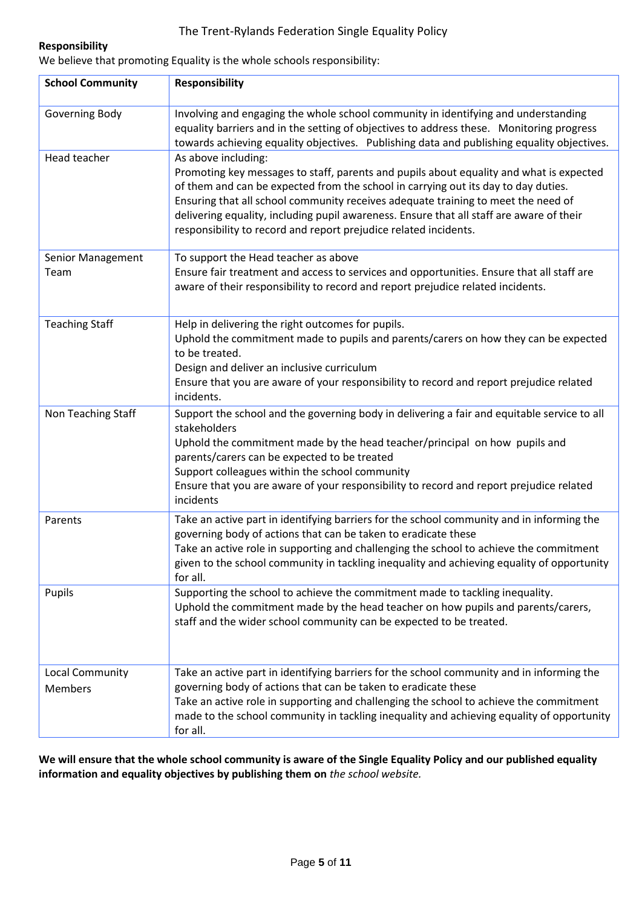**Responsibility**

We believe that promoting Equality is the whole schools responsibility:

| School Community | Responsibility |
|---|---|
| Governing Body | Involving and engaging the whole school community in identifying and understanding equality barriers and in the setting of objectives to address these. Monitoring progress towards achieving equality objectives. Publishing data and publishing equality objectives. |
| Head teacher | As above including:<br>Promoting key messages to staff, parents and pupils about equality and what is expected of them and can be expected from the school in carrying out its day to day duties.<br>Ensuring that all school community receives adequate training to meet the need of delivering equality, including pupil awareness. Ensure that all staff are aware of their responsibility to record and report prejudice related incidents. |
| Senior Management Team | To support the Head teacher as above<br>Ensure fair treatment and access to services and opportunities. Ensure that all staff are aware of their responsibility to record and report prejudice related incidents. |
| Teaching Staff | Help in delivering the right outcomes for pupils.<br>Uphold the commitment made to pupils and parents/carers on how they can be expected to be treated.<br>Design and deliver an inclusive curriculum<br>Ensure that you are aware of your responsibility to record and report prejudice related incidents. |
| Non Teaching Staff | Support the school and the governing body in delivering a fair and equitable service to all stakeholders<br>Uphold the commitment made by the head teacher/principal on how pupils and parents/carers can be expected to be treated<br>Support colleagues within the school community<br>Ensure that you are aware of your responsibility to record and report prejudice related incidents |
| Parents | Take an active part in identifying barriers for the school community and in informing the governing body of actions that can be taken to eradicate these<br>Take an active role in supporting and challenging the school to achieve the commitment given to the school community in tackling inequality and achieving equality of opportunity for all. |
| Pupils | Supporting the school to achieve the commitment made to tackling inequality.<br>Uphold the commitment made by the head teacher on how pupils and parents/carers, staff and the wider school community can be expected to be treated. |
| Local Community Members | Take an active part in identifying barriers for the school community and in informing the governing body of actions that can be taken to eradicate these<br>Take an active role in supporting and challenging the school to achieve the commitment made to the school community in tackling inequality and achieving equality of opportunity for all. |

**We will ensure that the whole school community is aware of the Single Equality Policy and our published equality information and equality objectives by publishing them on** *the school website.*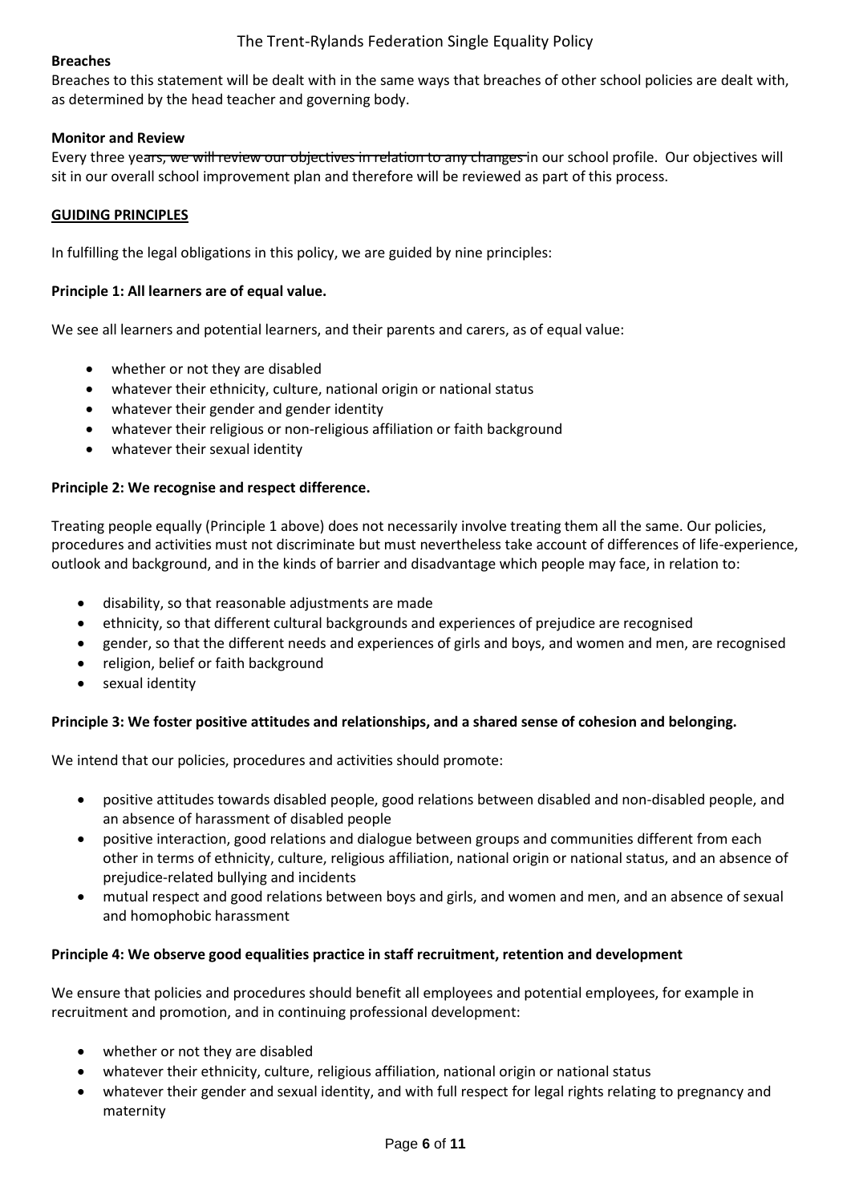**Breaches**

Breaches to this statement will be dealt with in the same ways that breaches of other school policies are dealt with, as determined by the head teacher and governing body.

**Monitor and Review**

Every three ~~years, we will review our objectives in relation to any changes~~ in our school profile. Our objectives will sit in our overall school improvement plan and therefore will be reviewed as part of this process.

**GUIDING PRINCIPLES**

In fulfilling the legal obligations in this policy, we are guided by nine principles:

**Principle 1: All learners are of equal value.**

We see all learners and potential learners, and their parents and carers, as of equal value:

- whether or not they are disabled
- whatever their ethnicity, culture, national origin or national status
- whatever their gender and gender identity
- whatever their religious or non-religious affiliation or faith background
- whatever their sexual identity

**Principle 2: We recognise and respect difference.**

Treating people equally (Principle 1 above) does not necessarily involve treating them all the same. Our policies, procedures and activities must not discriminate but must nevertheless take account of differences of life-experience, outlook and background, and in the kinds of barrier and disadvantage which people may face, in relation to:

- disability, so that reasonable adjustments are made
- ethnicity, so that different cultural backgrounds and experiences of prejudice are recognised
- gender, so that the different needs and experiences of girls and boys, and women and men, are recognised
- religion, belief or faith background
- sexual identity

**Principle 3: We foster positive attitudes and relationships, and a shared sense of cohesion and belonging.**

We intend that our policies, procedures and activities should promote:

- positive attitudes towards disabled people, good relations between disabled and non-disabled people, and an absence of harassment of disabled people
- positive interaction, good relations and dialogue between groups and communities different from each other in terms of ethnicity, culture, religious affiliation, national origin or national status, and an absence of prejudice-related bullying and incidents
- mutual respect and good relations between boys and girls, and women and men, and an absence of sexual and homophobic harassment

**Principle 4: We observe good equalities practice in staff recruitment, retention and development**

We ensure that policies and procedures should benefit all employees and potential employees, for example in recruitment and promotion, and in continuing professional development:

- whether or not they are disabled
- whatever their ethnicity, culture, religious affiliation, national origin or national status
- whatever their gender and sexual identity, and with full respect for legal rights relating to pregnancy and maternity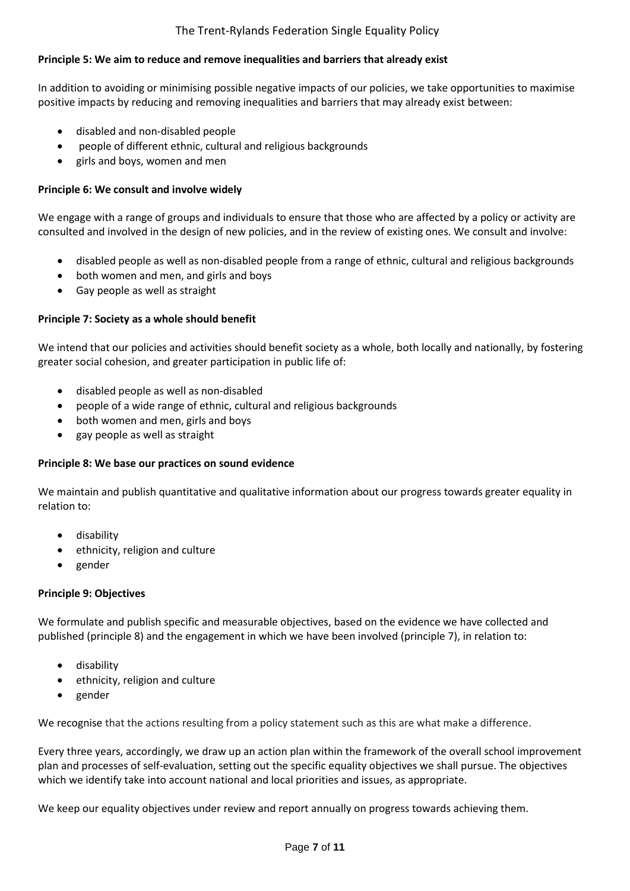**Principle 5: We aim to reduce and remove inequalities and barriers that already exist**

In addition to avoiding or minimising possible negative impacts of our policies, we take opportunities to maximise positive impacts by reducing and removing inequalities and barriers that may already exist between:

- disabled and non-disabled people
- people of different ethnic, cultural and religious backgrounds
- girls and boys, women and men

**Principle 6: We consult and involve widely**

We engage with a range of groups and individuals to ensure that those who are affected by a policy or activity are consulted and involved in the design of new policies, and in the review of existing ones. We consult and involve:

- disabled people as well as non-disabled people from a range of ethnic, cultural and religious backgrounds
- both women and men, and girls and boys
- Gay people as well as straight

**Principle 7: Society as a whole should benefit**

We intend that our policies and activities should benefit society as a whole, both locally and nationally, by fostering greater social cohesion, and greater participation in public life of:

- disabled people as well as non-disabled
- people of a wide range of ethnic, cultural and religious backgrounds
- both women and men, girls and boys
- gay people as well as straight

**Principle 8: We base our practices on sound evidence**

We maintain and publish quantitative and qualitative information about our progress towards greater equality in relation to:

- disability
- ethnicity, religion and culture
- gender

**Principle 9: Objectives**

We formulate and publish specific and measurable objectives, based on the evidence we have collected and published (principle 8) and the engagement in which we have been involved (principle 7), in relation to:

- disability
- ethnicity, religion and culture
- gender

We recognise that the actions resulting from a policy statement such as this are what make a difference.

Every three years, accordingly, we draw up an action plan within the framework of the overall school improvement plan and processes of self-evaluation, setting out the specific equality objectives we shall pursue. The objectives which we identify take into account national and local priorities and issues, as appropriate.

We keep our equality objectives under review and report annually on progress towards achieving them.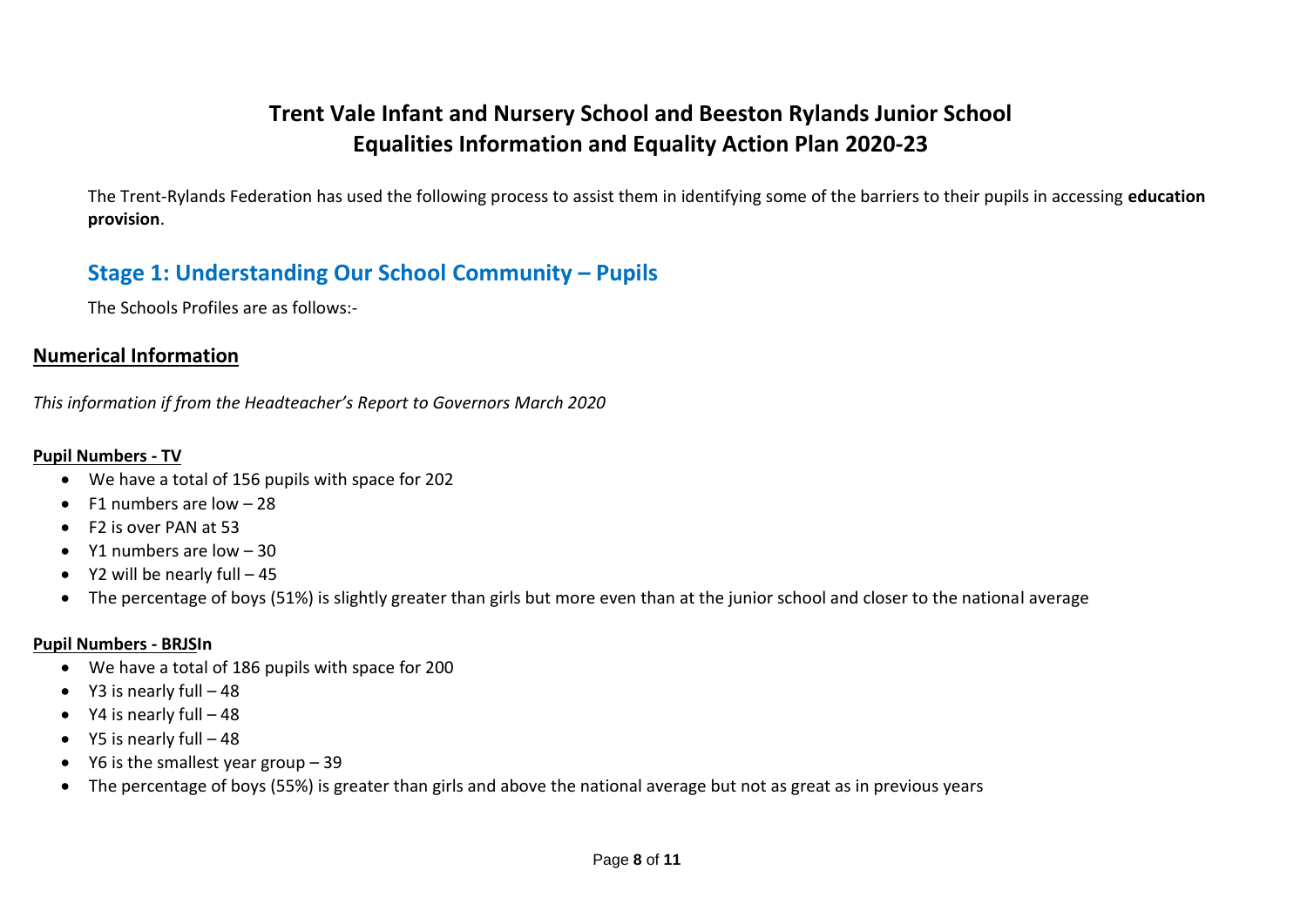# Trent Vale Infant and Nursery School and Beeston Rylands Junior School
# Equalities Information and Equality Action Plan 2020-23

The Trent-Rylands Federation has used the following process to assist them in identifying some of the barriers to their pupils in accessing **education provision**.

## Stage 1: Understanding Our School Community – Pupils

The Schools Profiles are as follows:-

### Numerical Information

*This information if from the Headteacher's Report to Governors March 2020*

**Pupil Numbers - TV**

- We have a total of 156 pupils with space for 202
- F1 numbers are low – 28
- F2 is over PAN at 53
- Y1 numbers are low – 30
- Y2 will be nearly full – 45
- The percentage of boys (51%) is slightly greater than girls but more even than at the junior school and closer to the national average

**Pupil Numbers - BRJSIn**

- We have a total of 186 pupils with space for 200
- Y3 is nearly full – 48
- Y4 is nearly full – 48
- Y5 is nearly full – 48
- Y6 is the smallest year group – 39
- The percentage of boys (55%) is greater than girls and above the national average but not as great as in previous years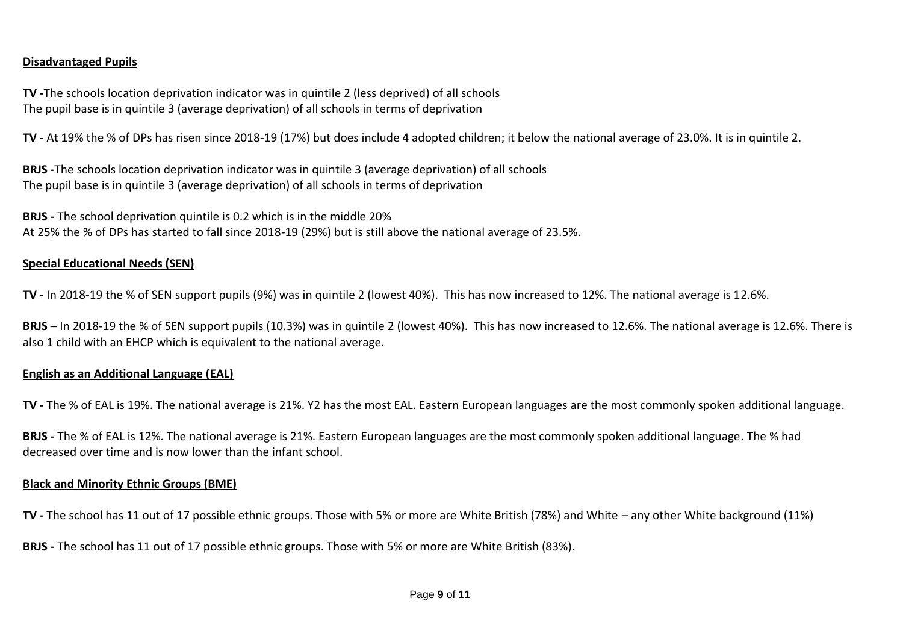**Disadvantaged Pupils**

**TV -**The schools location deprivation indicator was in quintile 2 (less deprived) of all schools
The pupil base is in quintile 3 (average deprivation) of all schools in terms of deprivation

**TV** - At 19% the % of DPs has risen since 2018-19 (17%) but does include 4 adopted children; it below the national average of 23.0%. It is in quintile 2.

**BRJS -**The schools location deprivation indicator was in quintile 3 (average deprivation) of all schools
The pupil base is in quintile 3 (average deprivation) of all schools in terms of deprivation

**BRJS -** The school deprivation quintile is 0.2 which is in the middle 20%
At 25% the % of DPs has started to fall since 2018-19 (29%) but is still above the national average of 23.5%.

**Special Educational Needs (SEN)**

**TV -** In 2018-19 the % of SEN support pupils (9%) was in quintile 2 (lowest 40%). This has now increased to 12%. The national average is 12.6%.

**BRJS –** In 2018-19 the % of SEN support pupils (10.3%) was in quintile 2 (lowest 40%). This has now increased to 12.6%. The national average is 12.6%. There is also 1 child with an EHCP which is equivalent to the national average.

**English as an Additional Language (EAL)**

**TV -** The % of EAL is 19%. The national average is 21%. Y2 has the most EAL. Eastern European languages are the most commonly spoken additional language.

**BRJS -** The % of EAL is 12%. The national average is 21%. Eastern European languages are the most commonly spoken additional language. The % had decreased over time and is now lower than the infant school.

**Black and Minority Ethnic Groups (BME)**

**TV -** The school has 11 out of 17 possible ethnic groups. Those with 5% or more are White British (78%) and White – any other White background (11%)

**BRJS -** The school has 11 out of 17 possible ethnic groups. Those with 5% or more are White British (83%).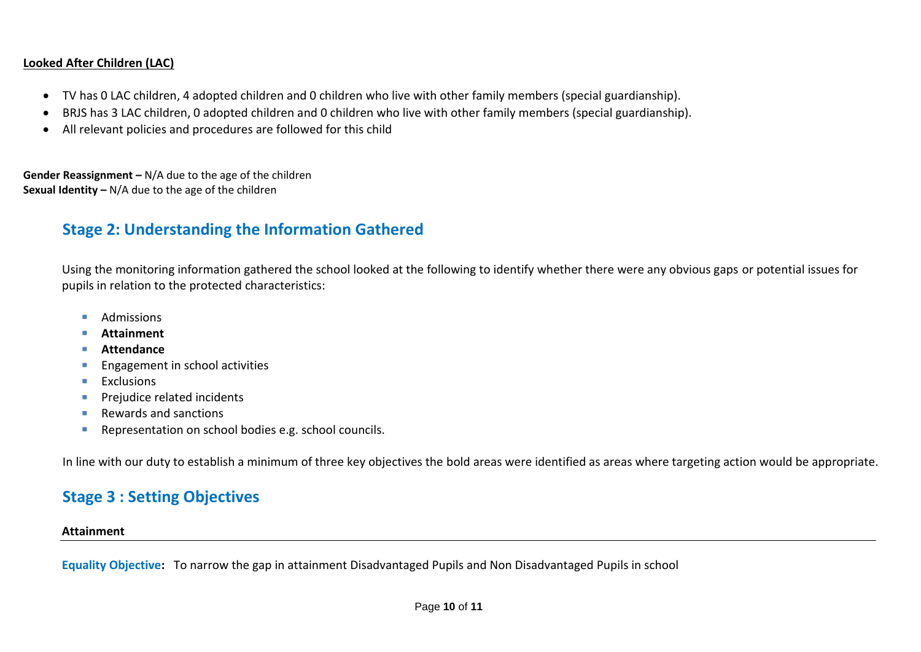**<u>Looked After Children (LAC)</u>**

- TV has 0 LAC children, 4 adopted children and 0 children who live with other family members (special guardianship).
- BRJS has 3 LAC children, 0 adopted children and 0 children who live with other family members (special guardianship).
- All relevant policies and procedures are followed for this child

**Gender Reassignment –** N/A due to the age of the children
**Sexual Identity –** N/A due to the age of the children

## Stage 2: Understanding the Information Gathered

Using the monitoring information gathered the school looked at the following to identify whether there were any obvious gaps or potential issues for pupils in relation to the protected characteristics:

- Admissions
- **Attainment**
- **Attendance**
- Engagement in school activities
- Exclusions
- Prejudice related incidents
- Rewards and sanctions
- Representation on school bodies e.g. school councils.

In line with our duty to establish a minimum of three key objectives the bold areas were identified as areas where targeting action would be appropriate.

## Stage 3 : Setting Objectives

**Attainment**

**Equality Objective:** To narrow the gap in attainment Disadvantaged Pupils and Non Disadvantaged Pupils in school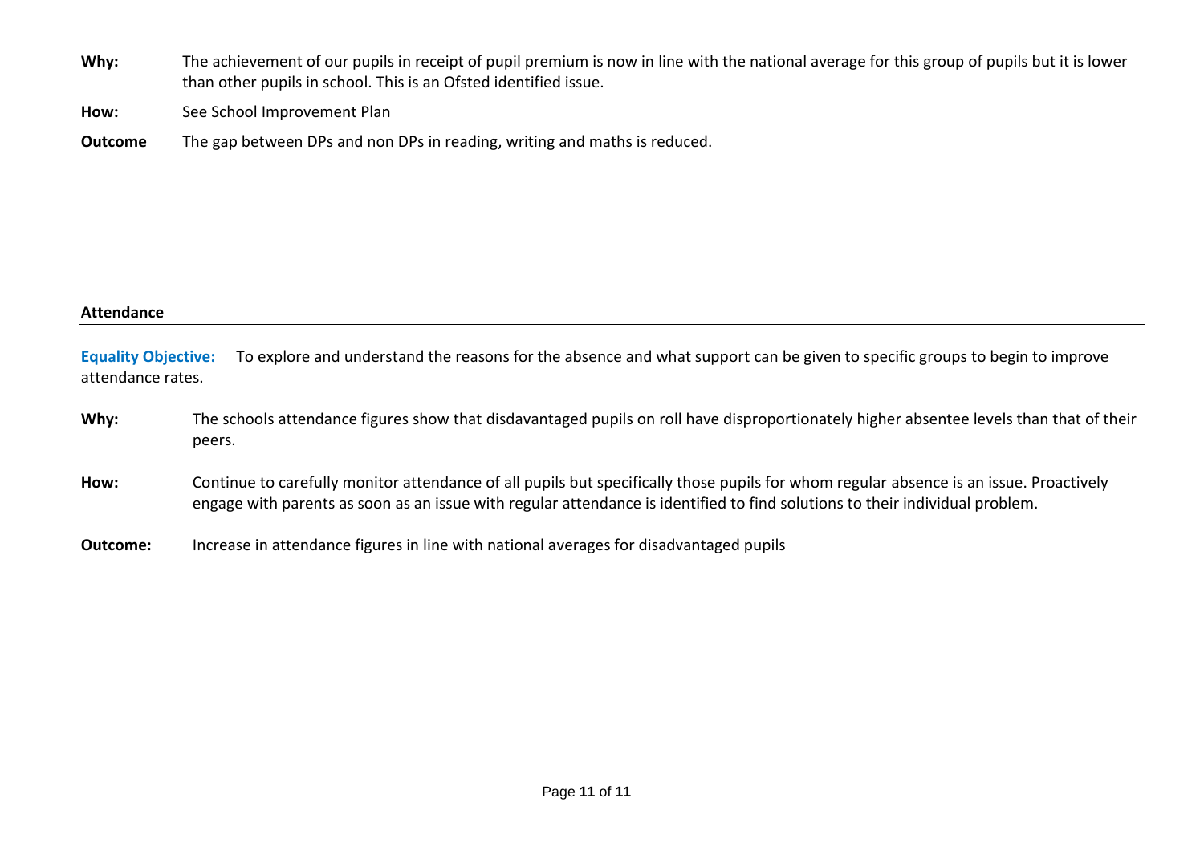**Why:** The achievement of our pupils in receipt of pupil premium is now in line with the national average for this group of pupils but it is lower than other pupils in school. This is an Ofsted identified issue.

**How:** See School Improvement Plan

**Outcome** The gap between DPs and non DPs in reading, writing and maths is reduced.

---

**Attendance**

**Equality Objective:** To explore and understand the reasons for the absence and what support can be given to specific groups to begin to improve attendance rates.

**Why:** The schools attendance figures show that disdavantaged pupils on roll have disproportionately higher absentee levels than that of their peers.

**How:** Continue to carefully monitor attendance of all pupils but specifically those pupils for whom regular absence is an issue. Proactively engage with parents as soon as an issue with regular attendance is identified to find solutions to their individual problem.

**Outcome:** Increase in attendance figures in line with national averages for disadvantaged pupils